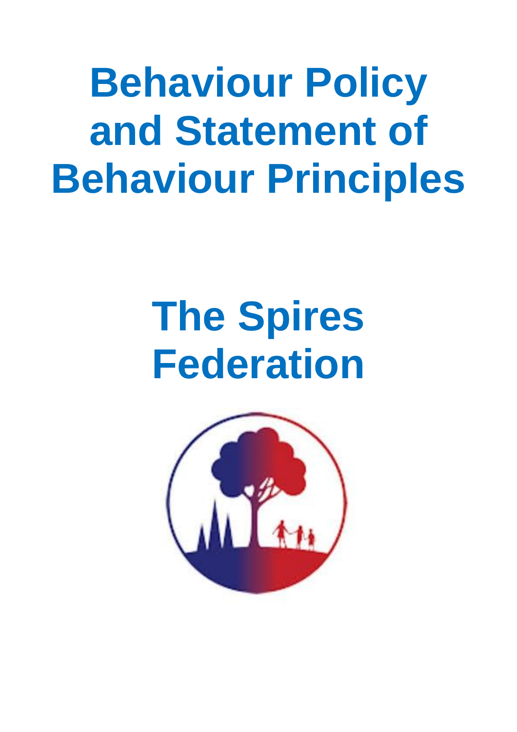# Behaviour Policy and Statement of Behaviour Principles

# The Spires Federation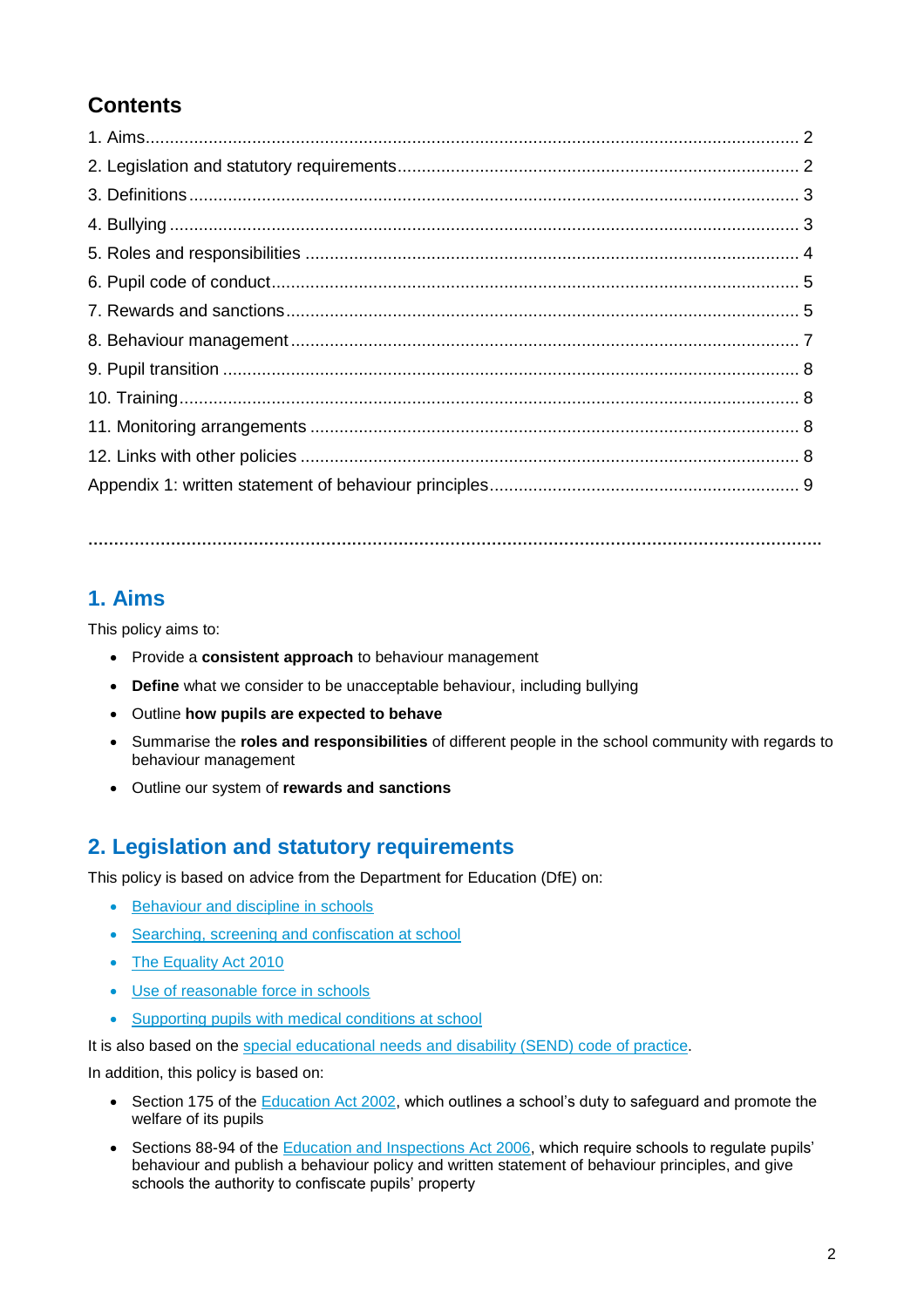## Contents

1. Aims.......... 2
2. Legislation and statutory requirements.......... 2
3. Definitions.......... 3
4. Bullying.......... 3
5. Roles and responsibilities.......... 4
6. Pupil code of conduct.......... 5
7. Rewards and sanctions.......... 5
8. Behaviour management.......... 7
9. Pupil transition.......... 8
10. Training.......... 8
11. Monitoring arrangements.......... 8
12. Links with other policies.......... 8

Appendix 1: written statement of behaviour principles.......... 9

---

## 1. Aims

This policy aims to:

- Provide a **consistent approach** to behaviour management
- **Define** what we consider to be unacceptable behaviour, including bullying
- Outline **how pupils are expected to behave**
- Summarise the **roles and responsibilities** of different people in the school community with regards to behaviour management
- Outline our system of **rewards and sanctions**

## 2. Legislation and statutory requirements

This policy is based on advice from the Department for Education (DfE) on:

- Behaviour and discipline in schools
- Searching, screening and confiscation at school
- The Equality Act 2010
- Use of reasonable force in schools
- Supporting pupils with medical conditions at school

It is also based on the special educational needs and disability (SEND) code of practice.

In addition, this policy is based on:

- Section 175 of the Education Act 2002, which outlines a school's duty to safeguard and promote the welfare of its pupils
- Sections 88-94 of the Education and Inspections Act 2006, which require schools to regulate pupils' behaviour and publish a behaviour policy and written statement of behaviour principles, and give schools the authority to confiscate pupils' property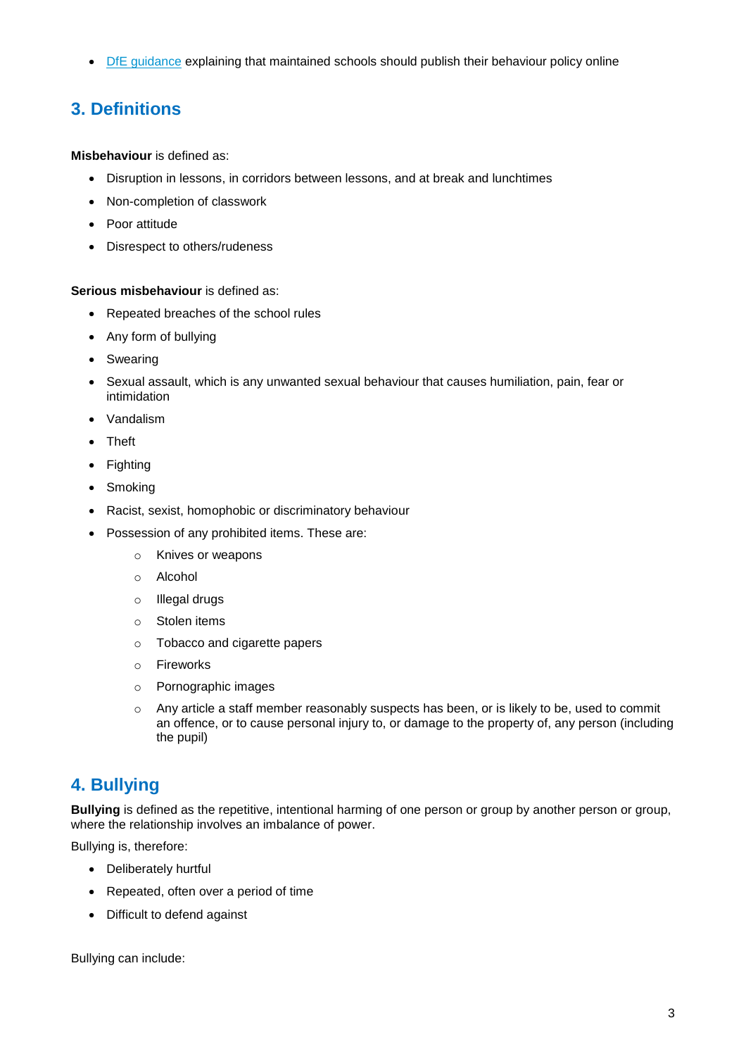- [DfE guidance](#) explaining that maintained schools should publish their behaviour policy online

## 3. Definitions

**Misbehaviour** is defined as:

- Disruption in lessons, in corridors between lessons, and at break and lunchtimes
- Non-completion of classwork
- Poor attitude
- Disrespect to others/rudeness

**Serious misbehaviour** is defined as:

- Repeated breaches of the school rules
- Any form of bullying
- Swearing
- Sexual assault, which is any unwanted sexual behaviour that causes humiliation, pain, fear or intimidation
- Vandalism
- Theft
- Fighting
- Smoking
- Racist, sexist, homophobic or discriminatory behaviour
- Possession of any prohibited items. These are:
  - Knives or weapons
  - Alcohol
  - Illegal drugs
  - Stolen items
  - Tobacco and cigarette papers
  - Fireworks
  - Pornographic images
  - Any article a staff member reasonably suspects has been, or is likely to be, used to commit an offence, or to cause personal injury to, or damage to the property of, any person (including the pupil)

## 4. Bullying

**Bullying** is defined as the repetitive, intentional harming of one person or group by another person or group, where the relationship involves an imbalance of power.

Bullying is, therefore:

- Deliberately hurtful
- Repeated, often over a period of time
- Difficult to defend against

Bullying can include: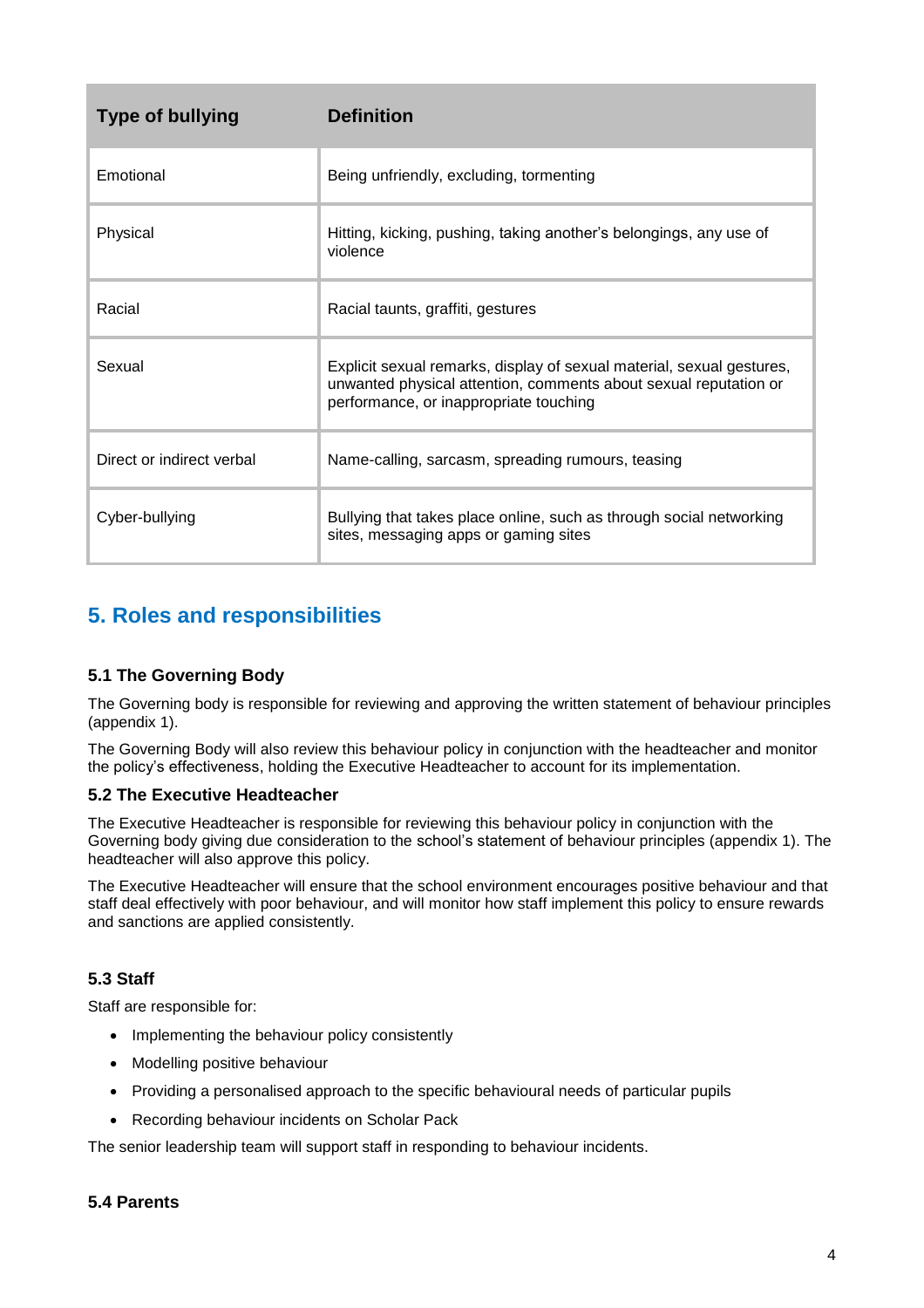| Type of bullying | Definition |
| --- | --- |
| Emotional | Being unfriendly, excluding, tormenting |
| Physical | Hitting, kicking, pushing, taking another's belongings, any use of violence |
| Racial | Racial taunts, graffiti, gestures |
| Sexual | Explicit sexual remarks, display of sexual material, sexual gestures, unwanted physical attention, comments about sexual reputation or performance, or inappropriate touching |
| Direct or indirect verbal | Name-calling, sarcasm, spreading rumours, teasing |
| Cyber-bullying | Bullying that takes place online, such as through social networking sites, messaging apps or gaming sites |

## 5. Roles and responsibilities

### 5.1 The Governing Body

The Governing body is responsible for reviewing and approving the written statement of behaviour principles (appendix 1).

The Governing Body will also review this behaviour policy in conjunction with the headteacher and monitor the policy's effectiveness, holding the Executive Headteacher to account for its implementation.

### 5.2 The Executive Headteacher

The Executive Headteacher is responsible for reviewing this behaviour policy in conjunction with the Governing body giving due consideration to the school's statement of behaviour principles (appendix 1). The headteacher will also approve this policy.

The Executive Headteacher will ensure that the school environment encourages positive behaviour and that staff deal effectively with poor behaviour, and will monitor how staff implement this policy to ensure rewards and sanctions are applied consistently.

### 5.3 Staff

Staff are responsible for:

- Implementing the behaviour policy consistently
- Modelling positive behaviour
- Providing a personalised approach to the specific behavioural needs of particular pupils
- Recording behaviour incidents on Scholar Pack

The senior leadership team will support staff in responding to behaviour incidents.

### 5.4 Parents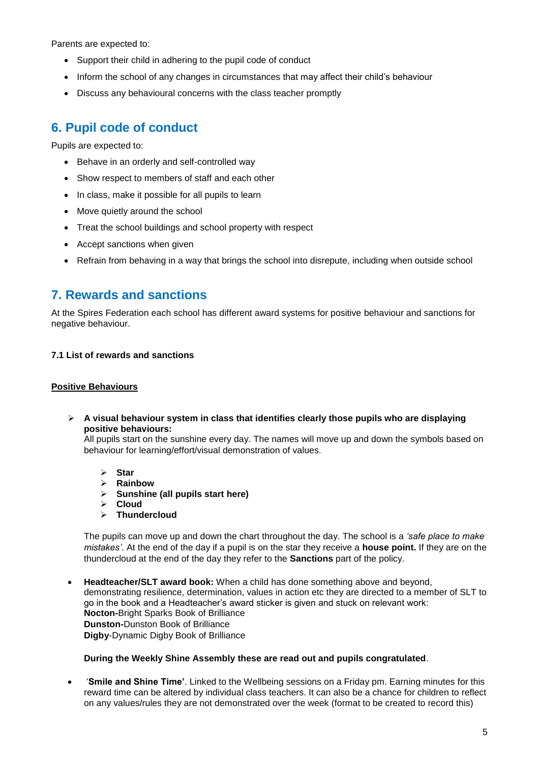Parents are expected to:

- Support their child in adhering to the pupil code of conduct
- Inform the school of any changes in circumstances that may affect their child's behaviour
- Discuss any behavioural concerns with the class teacher promptly

## 6. Pupil code of conduct

Pupils are expected to:

- Behave in an orderly and self-controlled way
- Show respect to members of staff and each other
- In class, make it possible for all pupils to learn
- Move quietly around the school
- Treat the school buildings and school property with respect
- Accept sanctions when given
- Refrain from behaving in a way that brings the school into disrepute, including when outside school

## 7. Rewards and sanctions

At the Spires Federation each school has different award systems for positive behaviour and sanctions for negative behaviour.

### 7.1 List of rewards and sanctions

**Positive Behaviours**

- **A visual behaviour system in class that identifies clearly those pupils who are displaying positive behaviours:**
  All pupils start on the sunshine every day. The names will move up and down the symbols based on behaviour for learning/effort/visual demonstration of values.

  - **Star**
  - **Rainbow**
  - **Sunshine (all pupils start here)**
  - **Cloud**
  - **Thundercloud**

  The pupils can move up and down the chart throughout the day. The school is a *'safe place to make mistakes'*. At the end of the day if a pupil is on the star they receive a **house point.** If they are on the thundercloud at the end of the day they refer to the **Sanctions** part of the policy.

- **Headteacher/SLT award book:** When a child has done something above and beyond, demonstrating resilience, determination, values in action etc they are directed to a member of SLT to go in the book and a Headteacher's award sticker is given and stuck on relevant work:
  **Nocton-**Bright Sparks Book of Brilliance
  **Dunston-**Dunston Book of Brilliance
  **Digby**-Dynamic Digby Book of Brilliance

  **During the Weekly Shine Assembly these are read out and pupils congratulated**.

- '**Smile and Shine Time'**. Linked to the Wellbeing sessions on a Friday pm. Earning minutes for this reward time can be altered by individual class teachers. It can also be a chance for children to reflect on any values/rules they are not demonstrated over the week (format to be created to record this)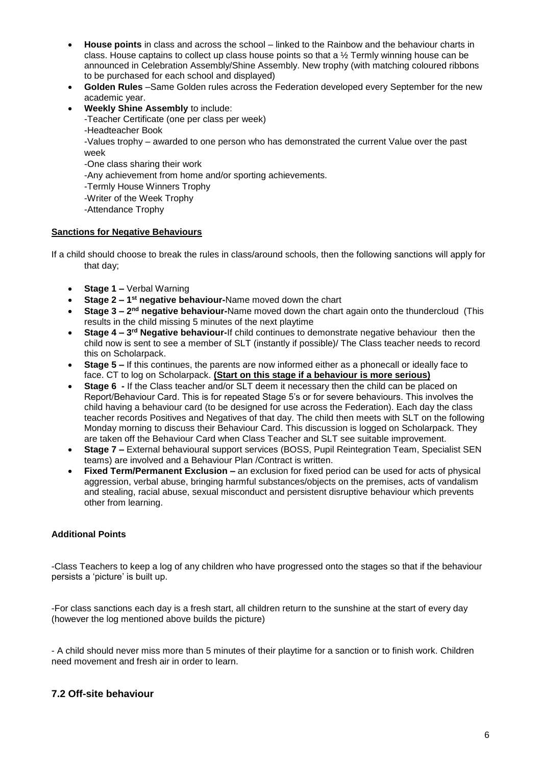- **House points** in class and across the school – linked to the Rainbow and the behaviour charts in class. House captains to collect up class house points so that a ½ Termly winning house can be announced in Celebration Assembly/Shine Assembly. New trophy (with matching coloured ribbons to be purchased for each school and displayed)
- **Golden Rules** –Same Golden rules across the Federation developed every September for the new academic year.
- **Weekly Shine Assembly** to include:
  -Teacher Certificate (one per class per week)
  -Headteacher Book
  -Values trophy – awarded to one person who has demonstrated the current Value over the past week
  -One class sharing their work
  -Any achievement from home and/or sporting achievements.
  -Termly House Winners Trophy
  -Writer of the Week Trophy
  -Attendance Trophy

**Sanctions for Negative Behaviours**

If a child should choose to break the rules in class/around schools, then the following sanctions will apply for that day;

- **Stage 1 –** Verbal Warning
- **Stage 2 – 1st negative behaviour-**Name moved down the chart
- **Stage 3 – 2nd negative behaviour-**Name moved down the chart again onto the thundercloud (This results in the child missing 5 minutes of the next playtime
- **Stage 4 – 3rd Negative behaviour-**If child continues to demonstrate negative behaviour then the child now is sent to see a member of SLT (instantly if possible)/ The Class teacher needs to record this on Scholarpack.
- **Stage 5 –** If this continues, the parents are now informed either as a phonecall or ideally face to face. CT to log on Scholarpack. **(Start on this stage if a behaviour is more serious)**
- **Stage 6 -** If the Class teacher and/or SLT deem it necessary then the child can be placed on Report/Behaviour Card. This is for repeated Stage 5's or for severe behaviours. This involves the child having a behaviour card (to be designed for use across the Federation). Each day the class teacher records Positives and Negatives of that day. The child then meets with SLT on the following Monday morning to discuss their Behaviour Card. This discussion is logged on Scholarpack. They are taken off the Behaviour Card when Class Teacher and SLT see suitable improvement.
- **Stage 7 –** External behavioural support services (BOSS, Pupil Reintegration Team, Specialist SEN teams) are involved and a Behaviour Plan /Contract is written.
- **Fixed Term/Permanent Exclusion –** an exclusion for fixed period can be used for acts of physical aggression, verbal abuse, bringing harmful substances/objects on the premises, acts of vandalism and stealing, racial abuse, sexual misconduct and persistent disruptive behaviour which prevents other from learning.

**Additional Points**

-Class Teachers to keep a log of any children who have progressed onto the stages so that if the behaviour persists a 'picture' is built up.

-For class sanctions each day is a fresh start, all children return to the sunshine at the start of every day (however the log mentioned above builds the picture)

- A child should never miss more than 5 minutes of their playtime for a sanction or to finish work. Children need movement and fresh air in order to learn.

## 7.2 Off-site behaviour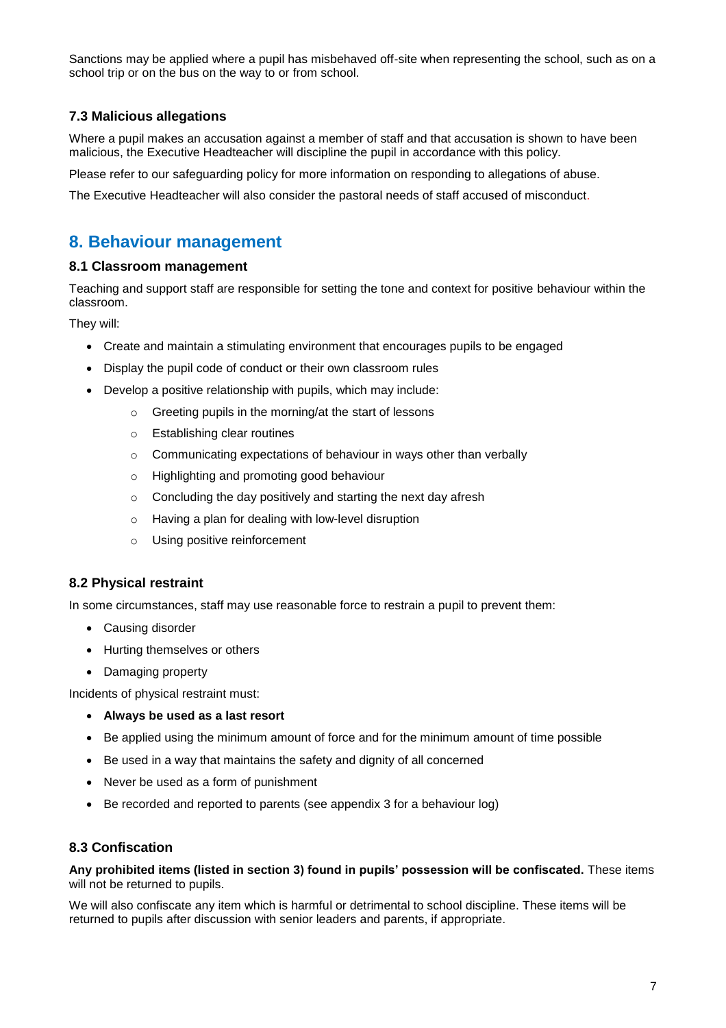Sanctions may be applied where a pupil has misbehaved off-site when representing the school, such as on a school trip or on the bus on the way to or from school.

### 7.3 Malicious allegations

Where a pupil makes an accusation against a member of staff and that accusation is shown to have been malicious, the Executive Headteacher will discipline the pupil in accordance with this policy.

Please refer to our safeguarding policy for more information on responding to allegations of abuse.

The Executive Headteacher will also consider the pastoral needs of staff accused of misconduct.

## 8. Behaviour management

### 8.1 Classroom management

Teaching and support staff are responsible for setting the tone and context for positive behaviour within the classroom.

They will:

- Create and maintain a stimulating environment that encourages pupils to be engaged
- Display the pupil code of conduct or their own classroom rules
- Develop a positive relationship with pupils, which may include:
  - Greeting pupils in the morning/at the start of lessons
  - Establishing clear routines
  - Communicating expectations of behaviour in ways other than verbally
  - Highlighting and promoting good behaviour
  - Concluding the day positively and starting the next day afresh
  - Having a plan for dealing with low-level disruption
  - Using positive reinforcement

### 8.2 Physical restraint

In some circumstances, staff may use reasonable force to restrain a pupil to prevent them:

- Causing disorder
- Hurting themselves or others
- Damaging property

Incidents of physical restraint must:

- **Always be used as a last resort**
- Be applied using the minimum amount of force and for the minimum amount of time possible
- Be used in a way that maintains the safety and dignity of all concerned
- Never be used as a form of punishment
- Be recorded and reported to parents (see appendix 3 for a behaviour log)

### 8.3 Confiscation

**Any prohibited items (listed in section 3) found in pupils' possession will be confiscated.** These items will not be returned to pupils.

We will also confiscate any item which is harmful or detrimental to school discipline. These items will be returned to pupils after discussion with senior leaders and parents, if appropriate.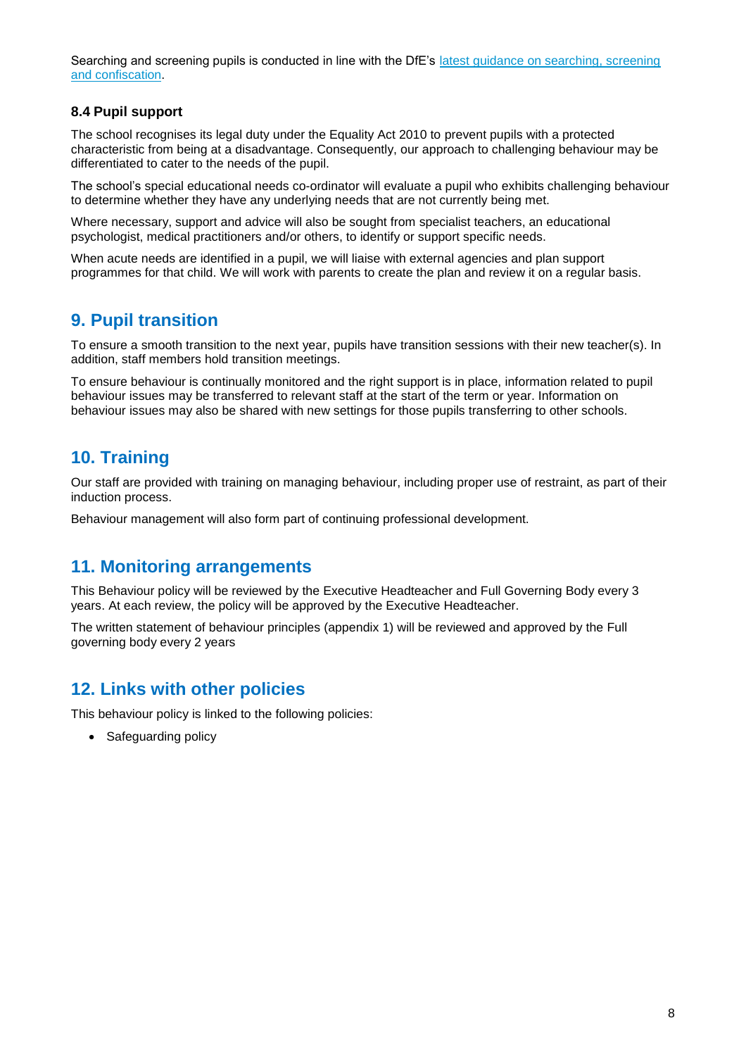Searching and screening pupils is conducted in line with the DfE's [latest guidance on searching, screening and confiscation](latest guidance on searching, screening and confiscation).

### 8.4 Pupil support

The school recognises its legal duty under the Equality Act 2010 to prevent pupils with a protected characteristic from being at a disadvantage. Consequently, our approach to challenging behaviour may be differentiated to cater to the needs of the pupil.

The school's special educational needs co-ordinator will evaluate a pupil who exhibits challenging behaviour to determine whether they have any underlying needs that are not currently being met.

Where necessary, support and advice will also be sought from specialist teachers, an educational psychologist, medical practitioners and/or others, to identify or support specific needs.

When acute needs are identified in a pupil, we will liaise with external agencies and plan support programmes for that child. We will work with parents to create the plan and review it on a regular basis.

## 9. Pupil transition

To ensure a smooth transition to the next year, pupils have transition sessions with their new teacher(s). In addition, staff members hold transition meetings.

To ensure behaviour is continually monitored and the right support is in place, information related to pupil behaviour issues may be transferred to relevant staff at the start of the term or year. Information on behaviour issues may also be shared with new settings for those pupils transferring to other schools.

## 10. Training

Our staff are provided with training on managing behaviour, including proper use of restraint, as part of their induction process.

Behaviour management will also form part of continuing professional development.

## 11. Monitoring arrangements

This Behaviour policy will be reviewed by the Executive Headteacher and Full Governing Body every 3 years. At each review, the policy will be approved by the Executive Headteacher.

The written statement of behaviour principles (appendix 1) will be reviewed and approved by the Full governing body every 2 years

## 12. Links with other policies

This behaviour policy is linked to the following policies:

- Safeguarding policy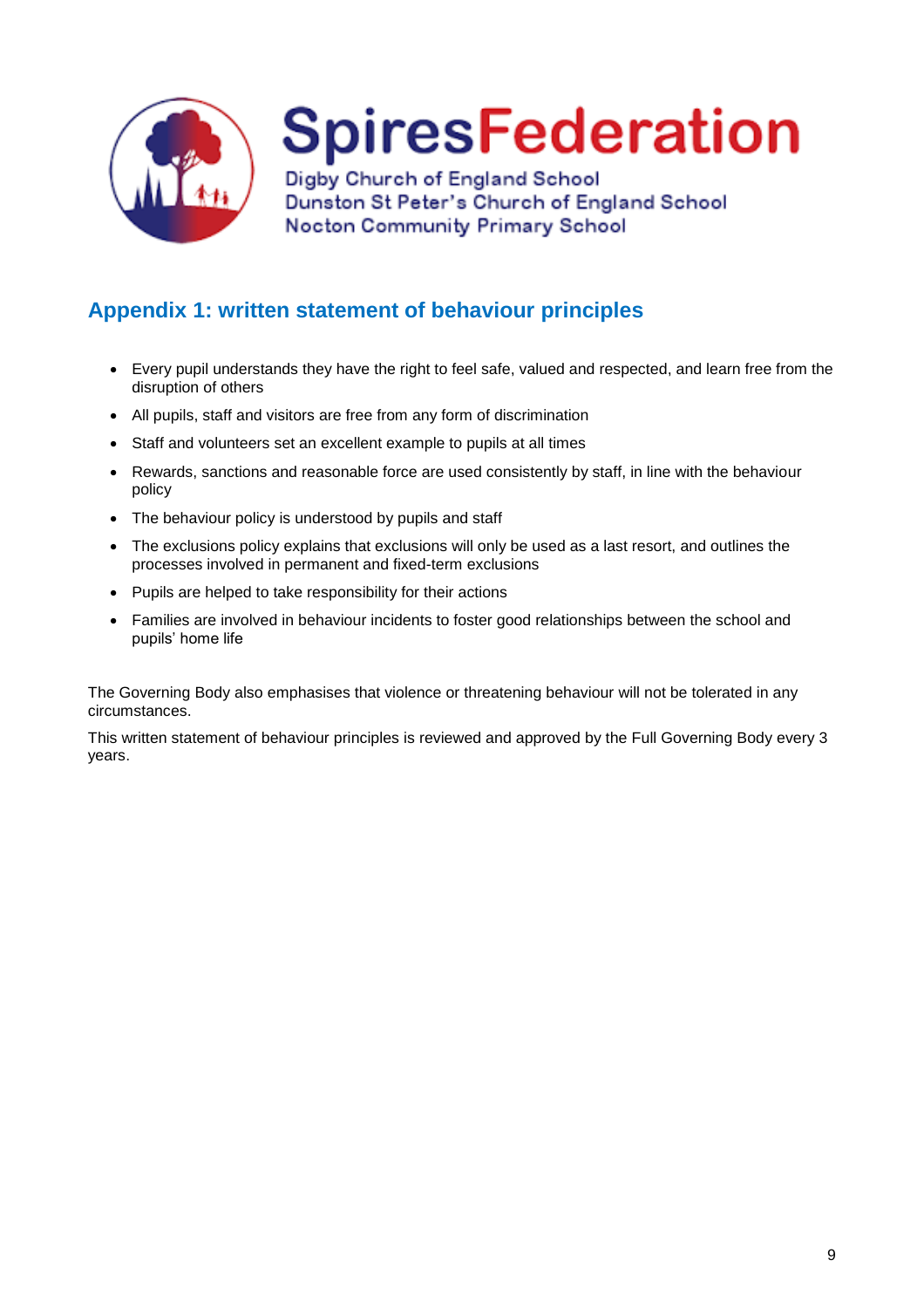SpiresFederation

Digby Church of England School
Dunston St Peter's Church of England School
Nocton Community Primary School

## Appendix 1: written statement of behaviour principles

- Every pupil understands they have the right to feel safe, valued and respected, and learn free from the disruption of others
- All pupils, staff and visitors are free from any form of discrimination
- Staff and volunteers set an excellent example to pupils at all times
- Rewards, sanctions and reasonable force are used consistently by staff, in line with the behaviour policy
- The behaviour policy is understood by pupils and staff
- The exclusions policy explains that exclusions will only be used as a last resort, and outlines the processes involved in permanent and fixed-term exclusions
- Pupils are helped to take responsibility for their actions
- Families are involved in behaviour incidents to foster good relationships between the school and pupils' home life

The Governing Body also emphasises that violence or threatening behaviour will not be tolerated in any circumstances.

This written statement of behaviour principles is reviewed and approved by the Full Governing Body every 3 years.